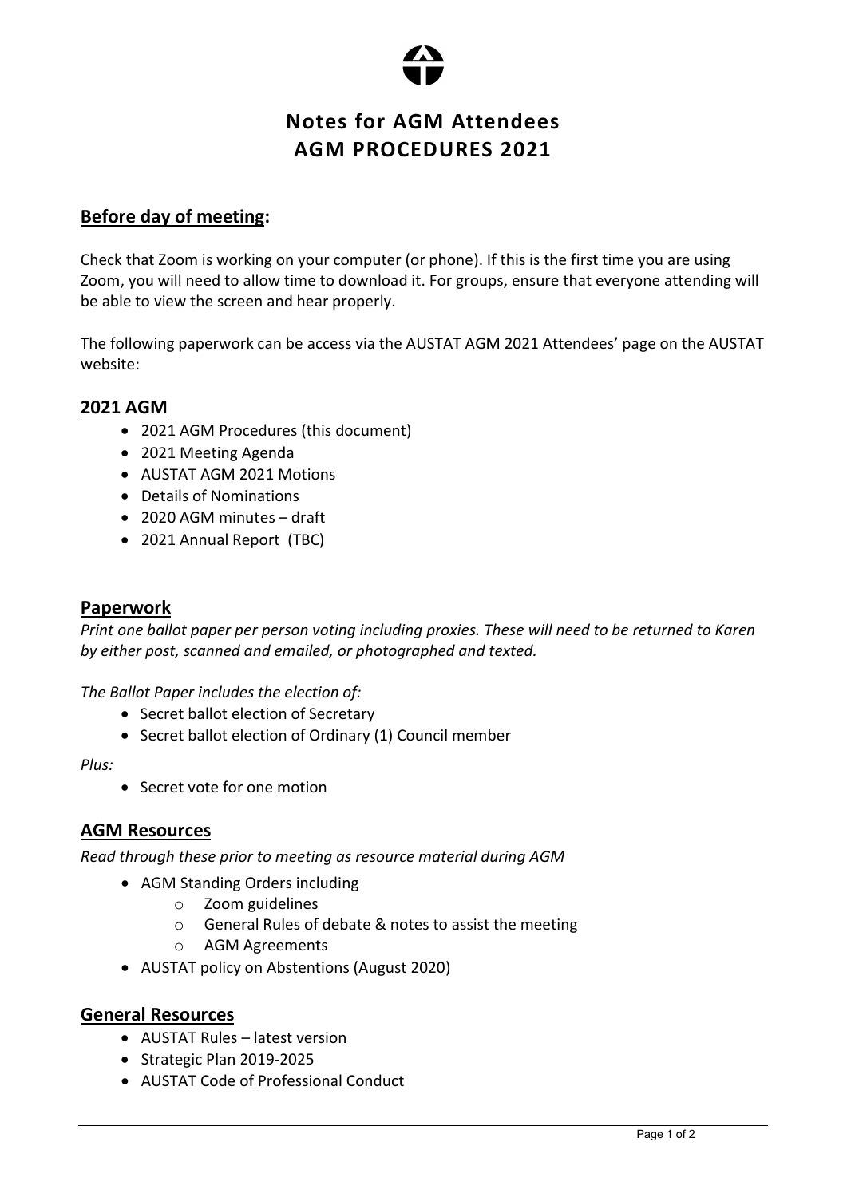# Notes for AGM Attendees
# AGM PROCEDURES 2021

## Before day of meeting:

Check that Zoom is working on your computer (or phone). If this is the first time you are using Zoom, you will need to allow time to download it. For groups, ensure that everyone attending will be able to view the screen and hear properly.

The following paperwork can be access via the AUSTAT AGM 2021 Attendees' page on the AUSTAT website:

## 2021 AGM

- 2021 AGM Procedures (this document)
- 2021 Meeting Agenda
- AUSTAT AGM 2021 Motions
- Details of Nominations
- 2020 AGM minutes – draft
- 2021 Annual Report (TBC)

## Paperwork

*Print one ballot paper per person voting including proxies. These will need to be returned to Karen by either post, scanned and emailed, or photographed and texted.*

*The Ballot Paper includes the election of:*

- Secret ballot election of Secretary
- Secret ballot election of Ordinary (1) Council member

*Plus:*

- Secret vote for one motion

## AGM Resources

*Read through these prior to meeting as resource material during AGM*

- AGM Standing Orders including
  - Zoom guidelines
  - General Rules of debate & notes to assist the meeting
  - AGM Agreements
- AUSTAT policy on Abstentions (August 2020)

## General Resources

- AUSTAT Rules – latest version
- Strategic Plan 2019-2025
- AUSTAT Code of Professional Conduct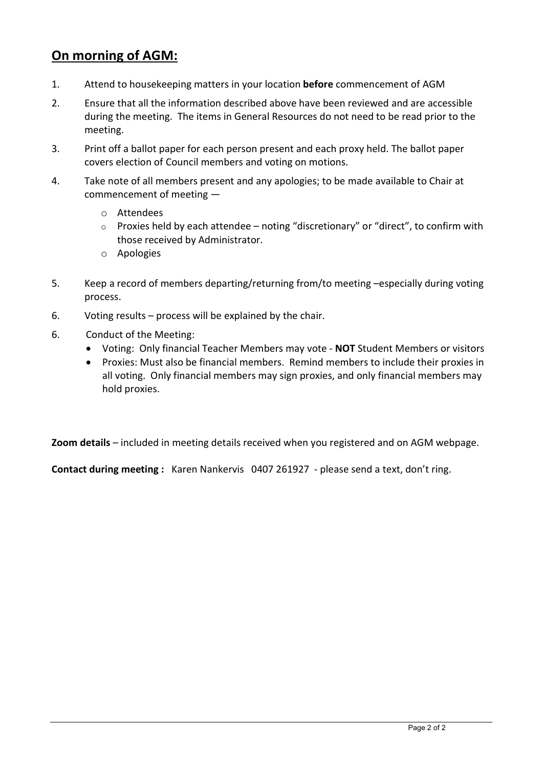## On morning of AGM:

1. Attend to housekeeping matters in your location **before** commencement of AGM
2. Ensure that all the information described above have been reviewed and are accessible during the meeting. The items in General Resources do not need to be read prior to the meeting.
3. Print off a ballot paper for each person present and each proxy held. The ballot paper covers election of Council members and voting on motions.
4. Take note of all members present and any apologies; to be made available to Chair at commencement of meeting —
   - Attendees
   - Proxies held by each attendee – noting "discretionary" or "direct", to confirm with those received by Administrator.
   - Apologies
5. Keep a record of members departing/returning from/to meeting –especially during voting process.
6. Voting results – process will be explained by the chair.
6. Conduct of the Meeting:
   - Voting: Only financial Teacher Members may vote - **NOT** Student Members or visitors
   - Proxies: Must also be financial members. Remind members to include their proxies in all voting. Only financial members may sign proxies, and only financial members may hold proxies.

**Zoom details** – included in meeting details received when you registered and on AGM webpage.

**Contact during meeting :** Karen Nankervis 0407 261927 - please send a text, don't ring.